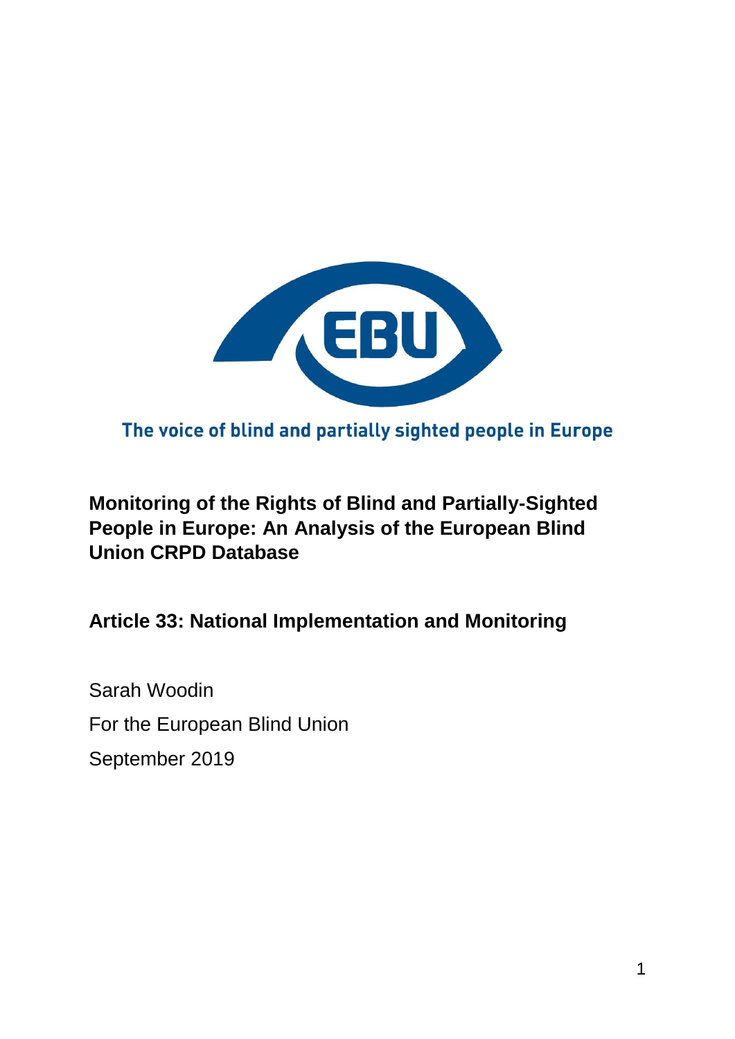The voice of blind and partially sighted people in Europe

# Monitoring of the Rights of Blind and Partially-Sighted People in Europe: An Analysis of the European Blind Union CRPD Database

## Article 33: National Implementation and Monitoring

Sarah Woodin

For the European Blind Union

September 2019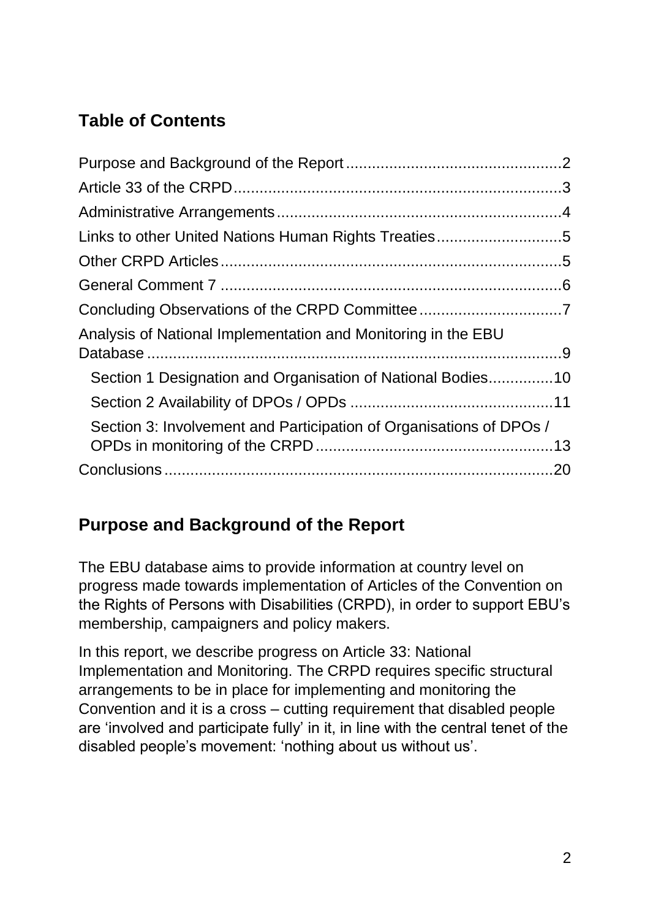## Table of Contents

- Purpose and Background of the Report ........ 2
- Article 33 of the CRPD ........ 3
- Administrative Arrangements ........ 4
- Links to other United Nations Human Rights Treaties ........ 5
- Other CRPD Articles ........ 5
- General Comment 7 ........ 6
- Concluding Observations of the CRPD Committee ........ 7
- Analysis of National Implementation and Monitoring in the EBU Database ........ 9
  - Section 1 Designation and Organisation of National Bodies ........ 10
  - Section 2 Availability of DPOs / OPDs ........ 11
  - Section 3: Involvement and Participation of Organisations of DPOs / OPDs in monitoring of the CRPD ........ 13
- Conclusions ........ 20

## Purpose and Background of the Report

The EBU database aims to provide information at country level on progress made towards implementation of Articles of the Convention on the Rights of Persons with Disabilities (CRPD), in order to support EBU's membership, campaigners and policy makers.

In this report, we describe progress on Article 33: National Implementation and Monitoring. The CRPD requires specific structural arrangements to be in place for implementing and monitoring the Convention and it is a cross – cutting requirement that disabled people are 'involved and participate fully' in it, in line with the central tenet of the disabled people's movement: 'nothing about us without us'.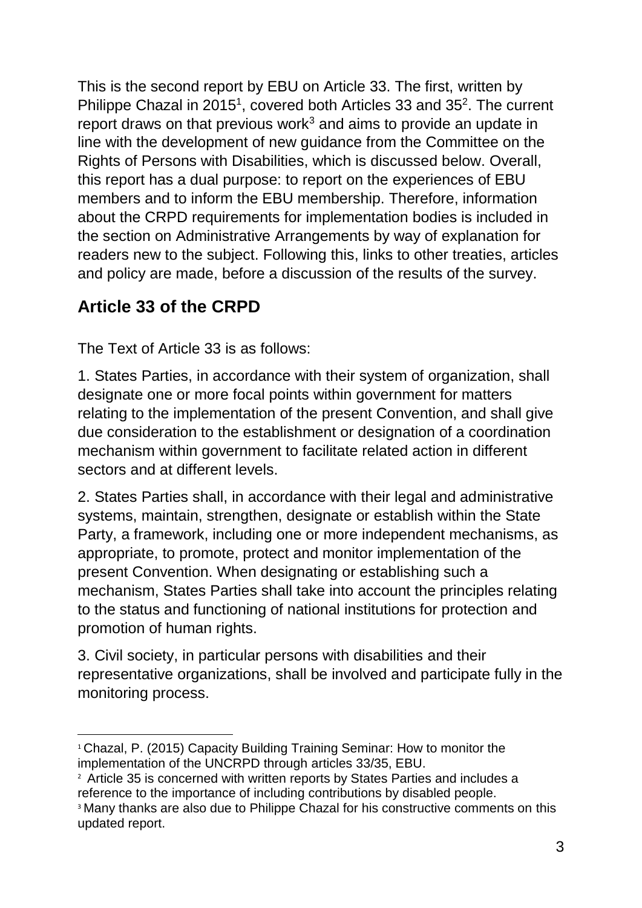This is the second report by EBU on Article 33. The first, written by Philippe Chazal in 2015[1], covered both Articles 33 and 35[2]. The current report draws on that previous work[3] and aims to provide an update in line with the development of new guidance from the Committee on the Rights of Persons with Disabilities, which is discussed below. Overall, this report has a dual purpose: to report on the experiences of EBU members and to inform the EBU membership. Therefore, information about the CRPD requirements for implementation bodies is included in the section on Administrative Arrangements by way of explanation for readers new to the subject. Following this, links to other treaties, articles and policy are made, before a discussion of the results of the survey.

## Article 33 of the CRPD

The Text of Article 33 is as follows:

1. States Parties, in accordance with their system of organization, shall designate one or more focal points within government for matters relating to the implementation of the present Convention, and shall give due consideration to the establishment or designation of a coordination mechanism within government to facilitate related action in different sectors and at different levels.

2. States Parties shall, in accordance with their legal and administrative systems, maintain, strengthen, designate or establish within the State Party, a framework, including one or more independent mechanisms, as appropriate, to promote, protect and monitor implementation of the present Convention. When designating or establishing such a mechanism, States Parties shall take into account the principles relating to the status and functioning of national institutions for protection and promotion of human rights.

3. Civil society, in particular persons with disabilities and their representative organizations, shall be involved and participate fully in the monitoring process.

---

[1] Chazal, P. (2015) Capacity Building Training Seminar: How to monitor the implementation of the UNCRPD through articles 33/35, EBU.

[2] Article 35 is concerned with written reports by States Parties and includes a reference to the importance of including contributions by disabled people.

[3] Many thanks are also due to Philippe Chazal for his constructive comments on this updated report.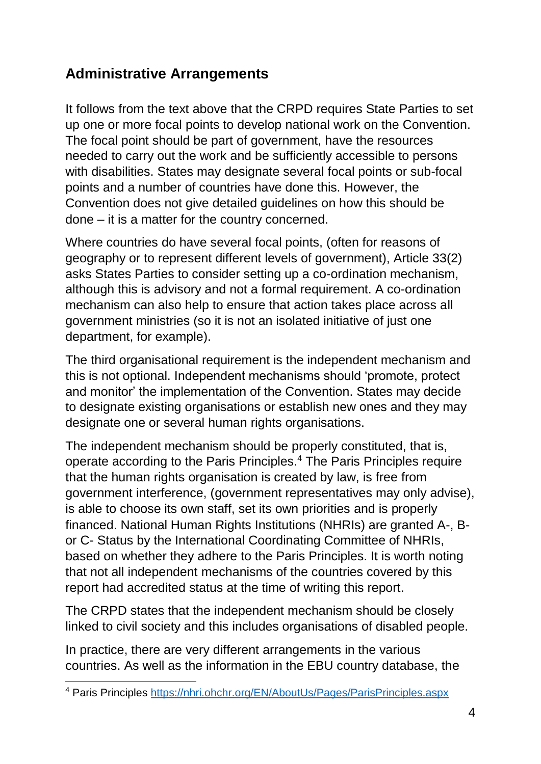## Administrative Arrangements

It follows from the text above that the CRPD requires State Parties to set up one or more focal points to develop national work on the Convention. The focal point should be part of government, have the resources needed to carry out the work and be sufficiently accessible to persons with disabilities. States may designate several focal points or sub-focal points and a number of countries have done this. However, the Convention does not give detailed guidelines on how this should be done – it is a matter for the country concerned.

Where countries do have several focal points, (often for reasons of geography or to represent different levels of government), Article 33(2) asks States Parties to consider setting up a co-ordination mechanism, although this is advisory and not a formal requirement. A co-ordination mechanism can also help to ensure that action takes place across all government ministries (so it is not an isolated initiative of just one department, for example).

The third organisational requirement is the independent mechanism and this is not optional. Independent mechanisms should 'promote, protect and monitor' the implementation of the Convention. States may decide to designate existing organisations or establish new ones and they may designate one or several human rights organisations.

The independent mechanism should be properly constituted, that is, operate according to the Paris Principles.[4] The Paris Principles require that the human rights organisation is created by law, is free from government interference, (government representatives may only advise), is able to choose its own staff, set its own priorities and is properly financed. National Human Rights Institutions (NHRIs) are granted A-, B- or C- Status by the International Coordinating Committee of NHRIs, based on whether they adhere to the Paris Principles. It is worth noting that not all independent mechanisms of the countries covered by this report had accredited status at the time of writing this report.

The CRPD states that the independent mechanism should be closely linked to civil society and this includes organisations of disabled people.

In practice, there are very different arrangements in the various countries. As well as the information in the EBU country database, the

[4] Paris Principles https://nhri.ohchr.org/EN/AboutUs/Pages/ParisPrinciples.aspx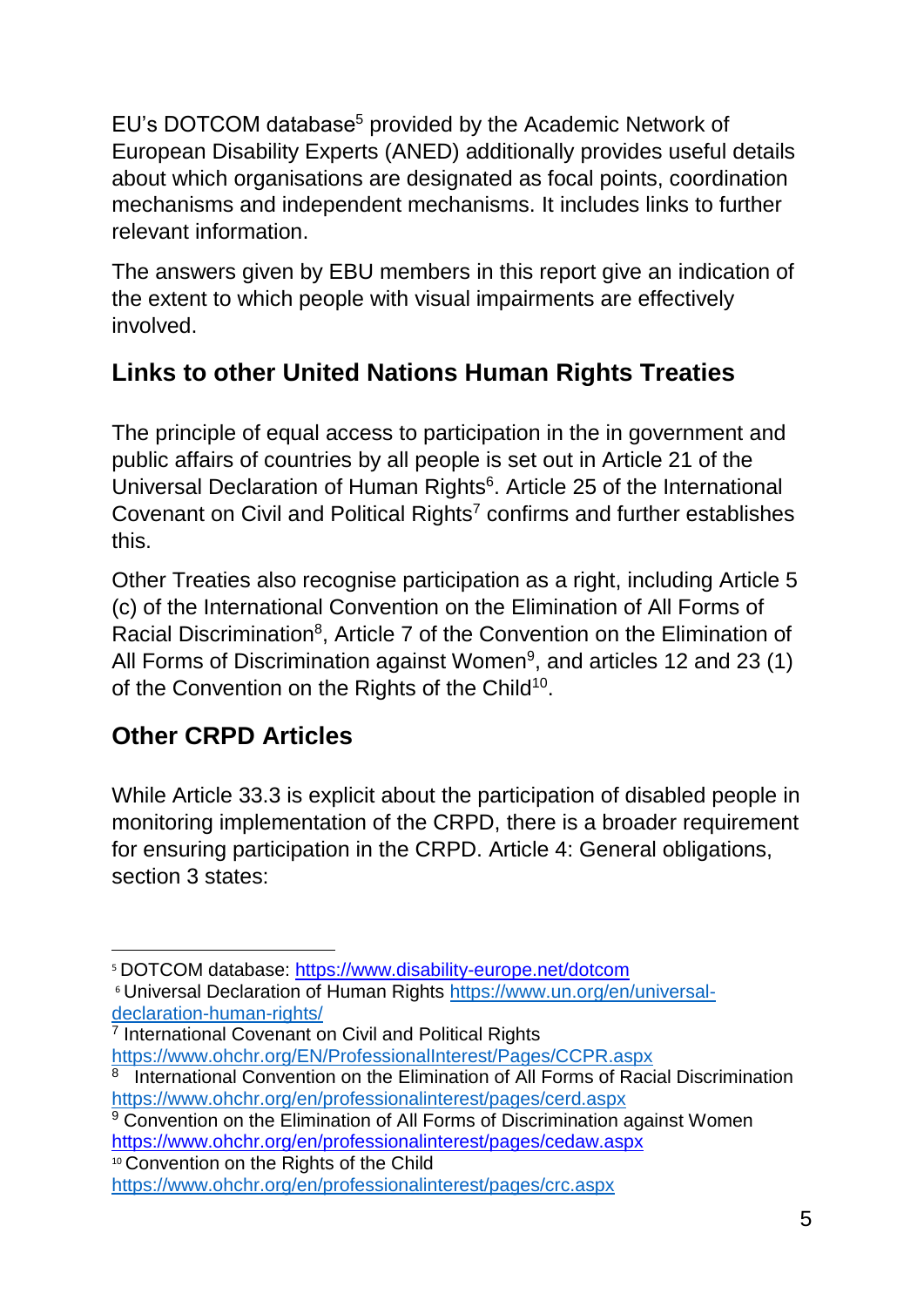EU's DOTCOM database[5] provided by the Academic Network of European Disability Experts (ANED) additionally provides useful details about which organisations are designated as focal points, coordination mechanisms and independent mechanisms. It includes links to further relevant information.

The answers given by EBU members in this report give an indication of the extent to which people with visual impairments are effectively involved.

## Links to other United Nations Human Rights Treaties

The principle of equal access to participation in the in government and public affairs of countries by all people is set out in Article 21 of the Universal Declaration of Human Rights[6]. Article 25 of the International Covenant on Civil and Political Rights[7] confirms and further establishes this.

Other Treaties also recognise participation as a right, including Article 5 (c) of the International Convention on the Elimination of All Forms of Racial Discrimination[8], Article 7 of the Convention on the Elimination of All Forms of Discrimination against Women[9], and articles 12 and 23 (1) of the Convention on the Rights of the Child[10].

## Other CRPD Articles

While Article 33.3 is explicit about the participation of disabled people in monitoring implementation of the CRPD, there is a broader requirement for ensuring participation in the CRPD. Article 4: General obligations, section 3 states:

---

[5] DOTCOM database: https://www.disability-europe.net/dotcom

[6] Universal Declaration of Human Rights https://www.un.org/en/universal-declaration-human-rights/

[7] International Covenant on Civil and Political Rights https://www.ohchr.org/EN/ProfessionalInterest/Pages/CCPR.aspx

[8] International Convention on the Elimination of All Forms of Racial Discrimination https://www.ohchr.org/en/professionalinterest/pages/cerd.aspx

[9] Convention on the Elimination of All Forms of Discrimination against Women https://www.ohchr.org/en/professionalinterest/pages/cedaw.aspx

[10] Convention on the Rights of the Child https://www.ohchr.org/en/professionalinterest/pages/crc.aspx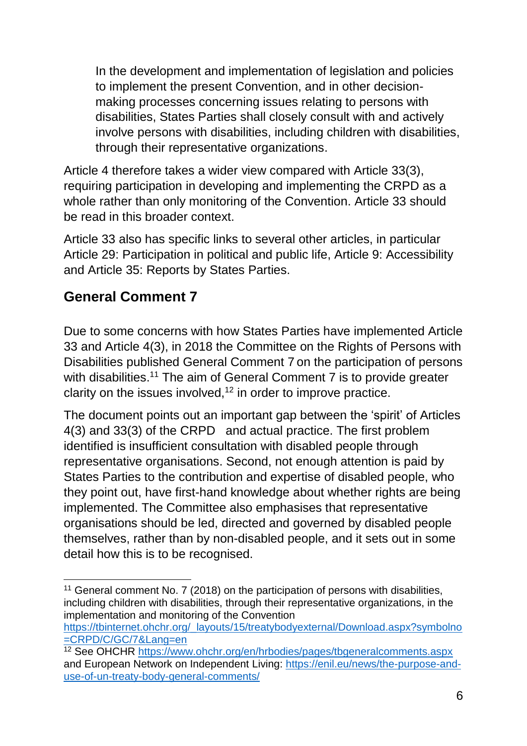> In the development and implementation of legislation and policies to implement the present Convention, and in other decision-making processes concerning issues relating to persons with disabilities, States Parties shall closely consult with and actively involve persons with disabilities, including children with disabilities, through their representative organizations.

Article 4 therefore takes a wider view compared with Article 33(3), requiring participation in developing and implementing the CRPD as a whole rather than only monitoring of the Convention. Article 33 should be read in this broader context.

Article 33 also has specific links to several other articles, in particular Article 29: Participation in political and public life, Article 9: Accessibility and Article 35: Reports by States Parties.

## General Comment 7

Due to some concerns with how States Parties have implemented Article 33 and Article 4(3), in 2018 the Committee on the Rights of Persons with Disabilities published General Comment 7 on the participation of persons with disabilities.[11] The aim of General Comment 7 is to provide greater clarity on the issues involved,[12] in order to improve practice.

The document points out an important gap between the 'spirit' of Articles 4(3) and 33(3) of the CRPD and actual practice. The first problem identified is insufficient consultation with disabled people through representative organisations. Second, not enough attention is paid by States Parties to the contribution and expertise of disabled people, who they point out, have first-hand knowledge about whether rights are being implemented. The Committee also emphasises that representative organisations should be led, directed and governed by disabled people themselves, rather than by non-disabled people, and it sets out in some detail how this is to be recognised.

---

[11] General comment No. 7 (2018) on the participation of persons with disabilities, including children with disabilities, through their representative organizations, in the implementation and monitoring of the Convention https://tbinternet.ohchr.org/_layouts/15/treatybodyexternal/Download.aspx?symbolno=CRPD/C/GC/7&Lang=en

[12] See OHCHR https://www.ohchr.org/en/hrbodies/pages/tbgeneralcomments.aspx and European Network on Independent Living: https://enil.eu/news/the-purpose-and-use-of-un-treaty-body-general-comments/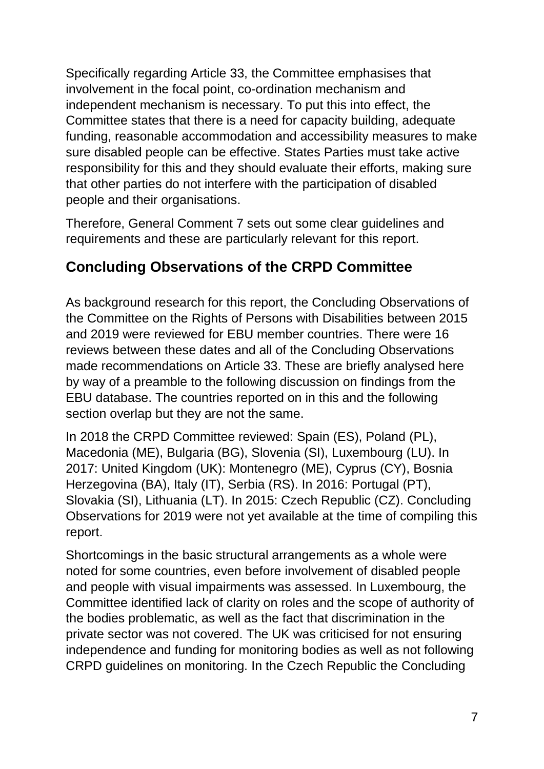Specifically regarding Article 33, the Committee emphasises that involvement in the focal point, co-ordination mechanism and independent mechanism is necessary. To put this into effect, the Committee states that there is a need for capacity building, adequate funding, reasonable accommodation and accessibility measures to make sure disabled people can be effective. States Parties must take active responsibility for this and they should evaluate their efforts, making sure that other parties do not interfere with the participation of disabled people and their organisations.

Therefore, General Comment 7 sets out some clear guidelines and requirements and these are particularly relevant for this report.

## Concluding Observations of the CRPD Committee

As background research for this report, the Concluding Observations of the Committee on the Rights of Persons with Disabilities between 2015 and 2019 were reviewed for EBU member countries. There were 16 reviews between these dates and all of the Concluding Observations made recommendations on Article 33. These are briefly analysed here by way of a preamble to the following discussion on findings from the EBU database. The countries reported on in this and the following section overlap but they are not the same.

In 2018 the CRPD Committee reviewed: Spain (ES), Poland (PL), Macedonia (ME), Bulgaria (BG), Slovenia (SI), Luxembourg (LU). In 2017: United Kingdom (UK): Montenegro (ME), Cyprus (CY), Bosnia Herzegovina (BA), Italy (IT), Serbia (RS). In 2016: Portugal (PT), Slovakia (SI), Lithuania (LT). In 2015: Czech Republic (CZ). Concluding Observations for 2019 were not yet available at the time of compiling this report.

Shortcomings in the basic structural arrangements as a whole were noted for some countries, even before involvement of disabled people and people with visual impairments was assessed. In Luxembourg, the Committee identified lack of clarity on roles and the scope of authority of the bodies problematic, as well as the fact that discrimination in the private sector was not covered. The UK was criticised for not ensuring independence and funding for monitoring bodies as well as not following CRPD guidelines on monitoring. In the Czech Republic the Concluding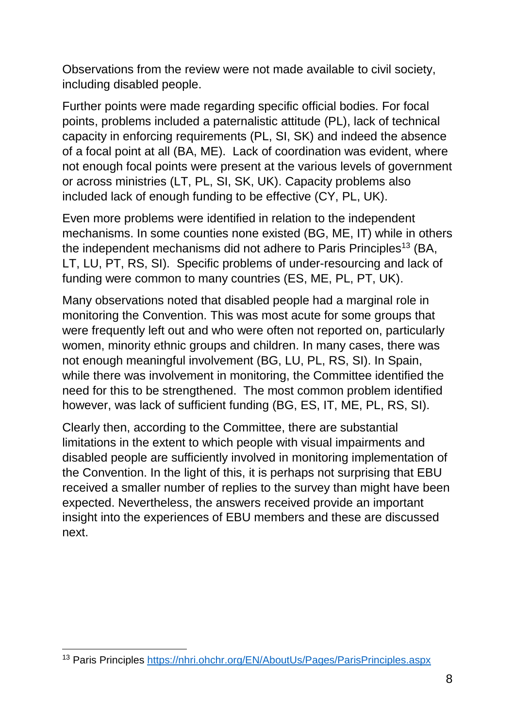Observations from the review were not made available to civil society, including disabled people.

Further points were made regarding specific official bodies. For focal points, problems included a paternalistic attitude (PL), lack of technical capacity in enforcing requirements (PL, SI, SK) and indeed the absence of a focal point at all (BA, ME). Lack of coordination was evident, where not enough focal points were present at the various levels of government or across ministries (LT, PL, SI, SK, UK). Capacity problems also included lack of enough funding to be effective (CY, PL, UK).

Even more problems were identified in relation to the independent mechanisms. In some counties none existed (BG, ME, IT) while in others the independent mechanisms did not adhere to Paris Principles[13] (BA, LT, LU, PT, RS, SI). Specific problems of under-resourcing and lack of funding were common to many countries (ES, ME, PL, PT, UK).

Many observations noted that disabled people had a marginal role in monitoring the Convention. This was most acute for some groups that were frequently left out and who were often not reported on, particularly women, minority ethnic groups and children. In many cases, there was not enough meaningful involvement (BG, LU, PL, RS, SI). In Spain, while there was involvement in monitoring, the Committee identified the need for this to be strengthened. The most common problem identified however, was lack of sufficient funding (BG, ES, IT, ME, PL, RS, SI).

Clearly then, according to the Committee, there are substantial limitations in the extent to which people with visual impairments and disabled people are sufficiently involved in monitoring implementation of the Convention. In the light of this, it is perhaps not surprising that EBU received a smaller number of replies to the survey than might have been expected. Nevertheless, the answers received provide an important insight into the experiences of EBU members and these are discussed next.

---

[13] Paris Principles https://nhri.ohchr.org/EN/AboutUs/Pages/ParisPrinciples.aspx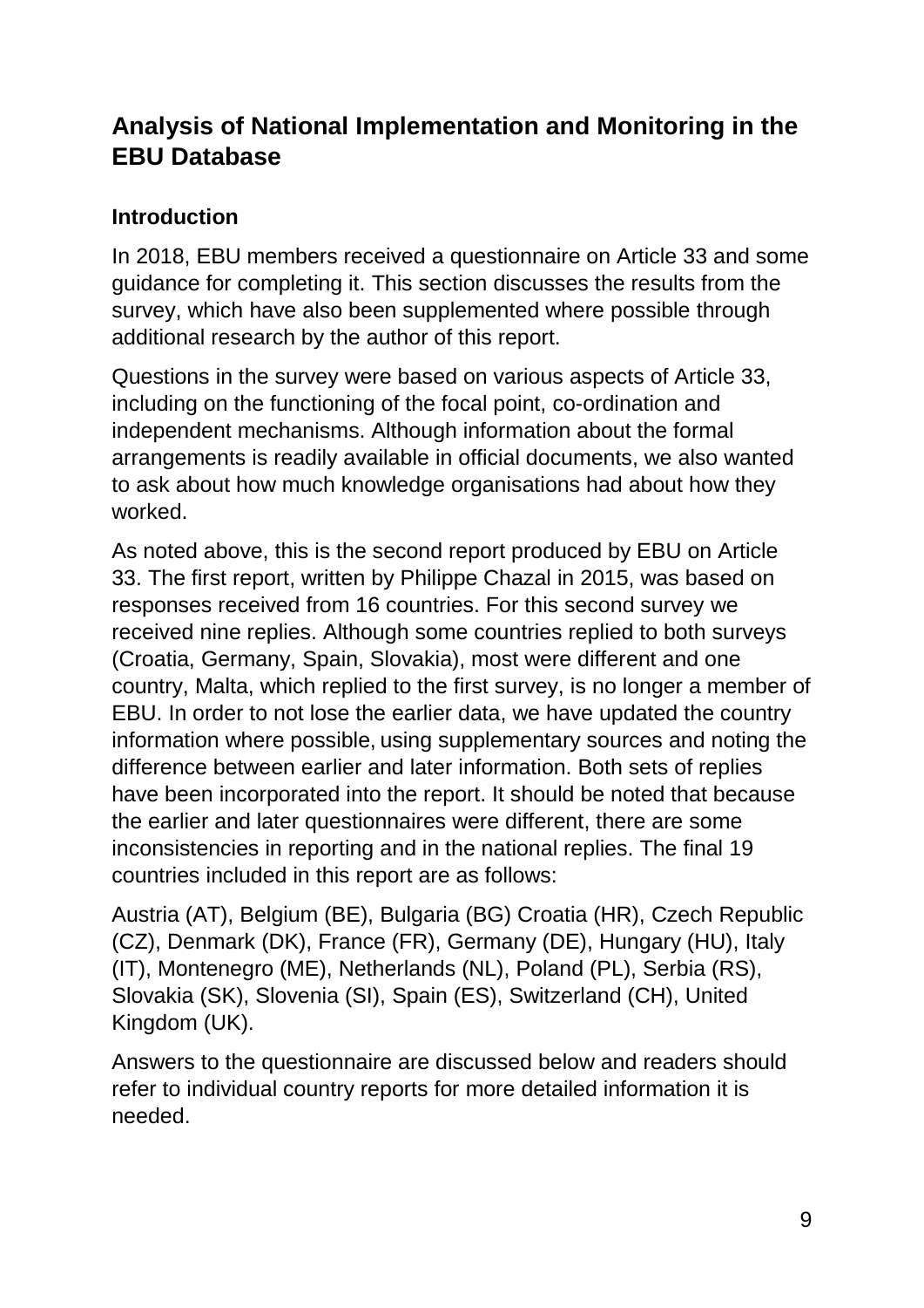## Analysis of National Implementation and Monitoring in the EBU Database

### Introduction

In 2018, EBU members received a questionnaire on Article 33 and some guidance for completing it. This section discusses the results from the survey, which have also been supplemented where possible through additional research by the author of this report.

Questions in the survey were based on various aspects of Article 33, including on the functioning of the focal point, co-ordination and independent mechanisms. Although information about the formal arrangements is readily available in official documents, we also wanted to ask about how much knowledge organisations had about how they worked.

As noted above, this is the second report produced by EBU on Article 33. The first report, written by Philippe Chazal in 2015, was based on responses received from 16 countries. For this second survey we received nine replies. Although some countries replied to both surveys (Croatia, Germany, Spain, Slovakia), most were different and one country, Malta, which replied to the first survey, is no longer a member of EBU. In order to not lose the earlier data, we have updated the country information where possible, using supplementary sources and noting the difference between earlier and later information. Both sets of replies have been incorporated into the report. It should be noted that because the earlier and later questionnaires were different, there are some inconsistencies in reporting and in the national replies. The final 19 countries included in this report are as follows:

Austria (AT), Belgium (BE), Bulgaria (BG) Croatia (HR), Czech Republic (CZ), Denmark (DK), France (FR), Germany (DE), Hungary (HU), Italy (IT), Montenegro (ME), Netherlands (NL), Poland (PL), Serbia (RS), Slovakia (SK), Slovenia (SI), Spain (ES), Switzerland (CH), United Kingdom (UK).

Answers to the questionnaire are discussed below and readers should refer to individual country reports for more detailed information it is needed.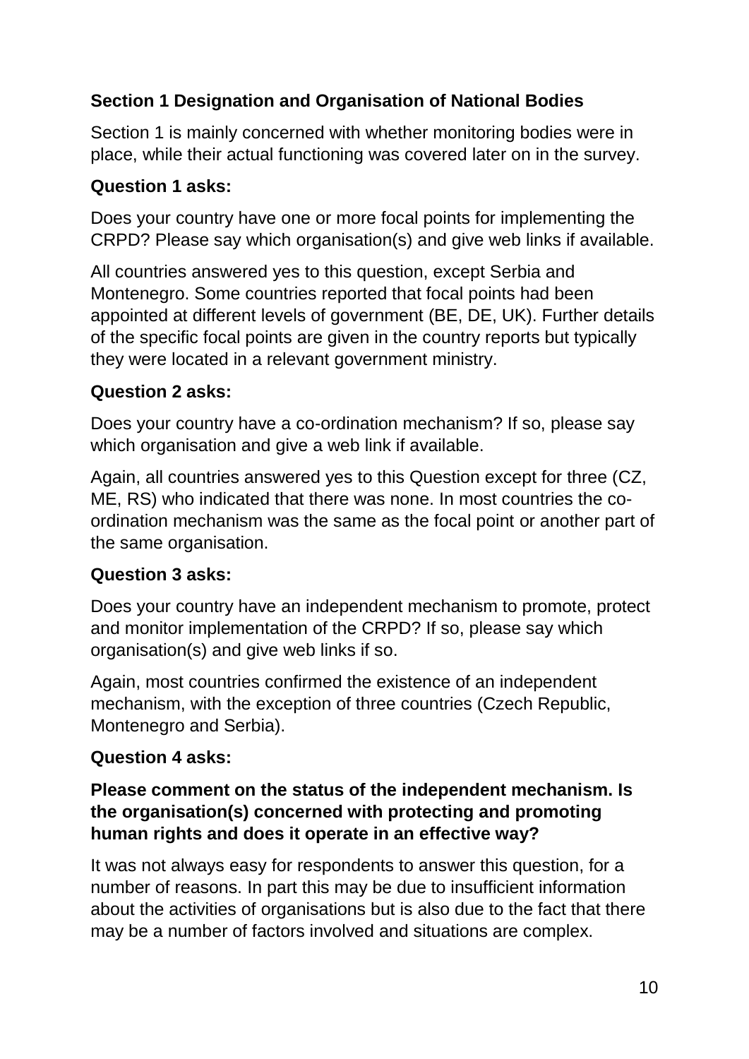## Section 1 Designation and Organisation of National Bodies

Section 1 is mainly concerned with whether monitoring bodies were in place, while their actual functioning was covered later on in the survey.

### Question 1 asks:

Does your country have one or more focal points for implementing the CRPD? Please say which organisation(s) and give web links if available.

All countries answered yes to this question, except Serbia and Montenegro. Some countries reported that focal points had been appointed at different levels of government (BE, DE, UK). Further details of the specific focal points are given in the country reports but typically they were located in a relevant government ministry.

### Question 2 asks:

Does your country have a co-ordination mechanism? If so, please say which organisation and give a web link if available.

Again, all countries answered yes to this Question except for three (CZ, ME, RS) who indicated that there was none. In most countries the co-ordination mechanism was the same as the focal point or another part of the same organisation.

### Question 3 asks:

Does your country have an independent mechanism to promote, protect and monitor implementation of the CRPD? If so, please say which organisation(s) and give web links if so.

Again, most countries confirmed the existence of an independent mechanism, with the exception of three countries (Czech Republic, Montenegro and Serbia).

### Question 4 asks:

**Please comment on the status of the independent mechanism. Is the organisation(s) concerned with protecting and promoting human rights and does it operate in an effective way?**

It was not always easy for respondents to answer this question, for a number of reasons. In part this may be due to insufficient information about the activities of organisations but is also due to the fact that there may be a number of factors involved and situations are complex.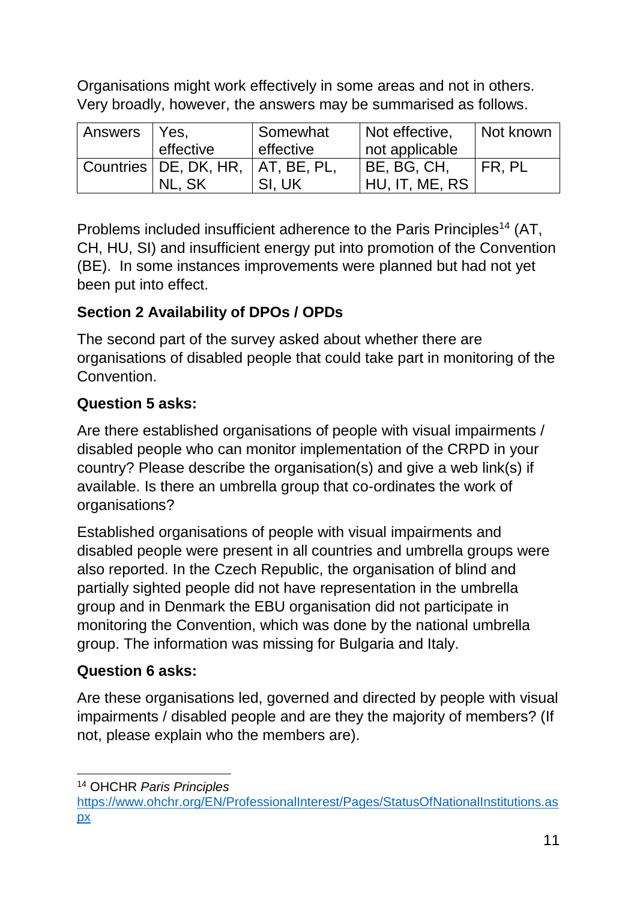Organisations might work effectively in some areas and not in others. Very broadly, however, the answers may be summarised as follows.

| Answers | Yes, effective | Somewhat effective | Not effective, not applicable | Not known |
|---|---|---|---|---|
| Countries | DE, DK, HR, NL, SK | AT, BE, PL, SI, UK | BE, BG, CH, HU, IT, ME, RS | FR, PL |

Problems included insufficient adherence to the Paris Principles[14] (AT, CH, HU, SI) and insufficient energy put into promotion of the Convention (BE). In some instances improvements were planned but had not yet been put into effect.

### Section 2 Availability of DPOs / OPDs

The second part of the survey asked about whether there are organisations of disabled people that could take part in monitoring of the Convention.

**Question 5 asks:**

Are there established organisations of people with visual impairments / disabled people who can monitor implementation of the CRPD in your country? Please describe the organisation(s) and give a web link(s) if available. Is there an umbrella group that co-ordinates the work of organisations?

Established organisations of people with visual impairments and disabled people were present in all countries and umbrella groups were also reported. In the Czech Republic, the organisation of blind and partially sighted people did not have representation in the umbrella group and in Denmark the EBU organisation did not participate in monitoring the Convention, which was done by the national umbrella group. The information was missing for Bulgaria and Italy.

**Question 6 asks:**

Are these organisations led, governed and directed by people with visual impairments / disabled people and are they the majority of members? (If not, please explain who the members are).

---

[14] OHCHR *Paris Principles* https://www.ohchr.org/EN/ProfessionalInterest/Pages/StatusOfNationalInstitutions.aspx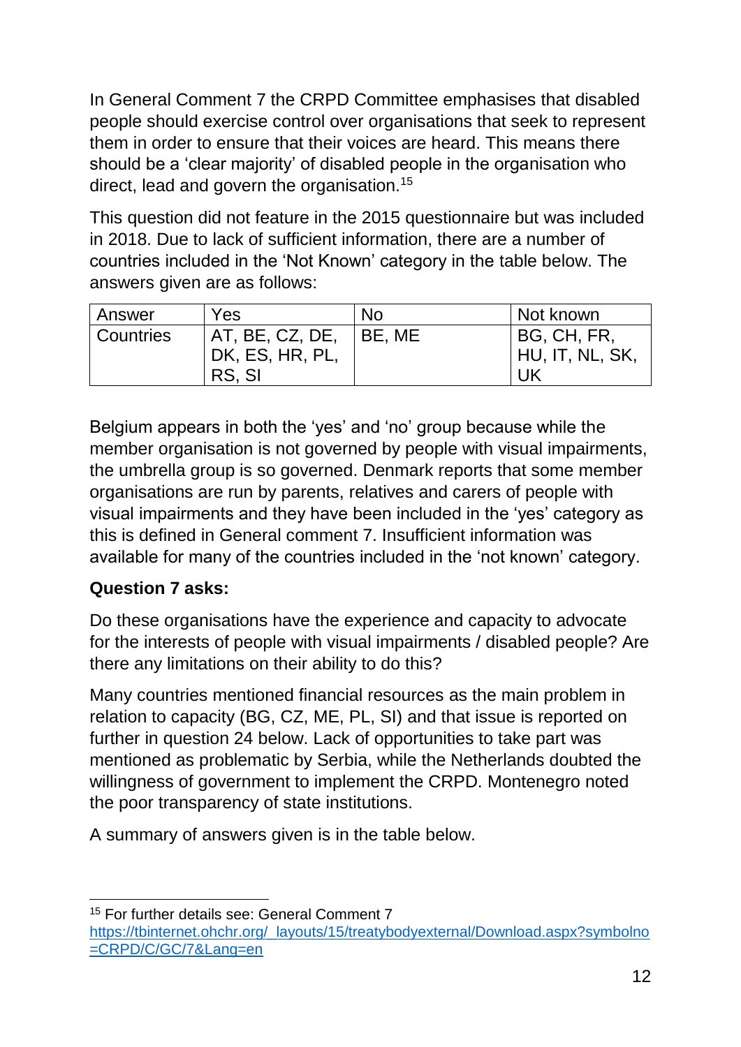In General Comment 7 the CRPD Committee emphasises that disabled people should exercise control over organisations that seek to represent them in order to ensure that their voices are heard. This means there should be a 'clear majority' of disabled people in the organisation who direct, lead and govern the organisation.[15]

This question did not feature in the 2015 questionnaire but was included in 2018. Due to lack of sufficient information, there are a number of countries included in the 'Not Known' category in the table below. The answers given are as follows:

| Answer | Yes | No | Not known |
|---|---|---|---|
| Countries | AT, BE, CZ, DE, DK, ES, HR, PL, RS, SI | BE, ME | BG, CH, FR, HU, IT, NL, SK, UK |

Belgium appears in both the 'yes' and 'no' group because while the member organisation is not governed by people with visual impairments, the umbrella group is so governed. Denmark reports that some member organisations are run by parents, relatives and carers of people with visual impairments and they have been included in the 'yes' category as this is defined in General comment 7. Insufficient information was available for many of the countries included in the 'not known' category.

**Question 7 asks:**

Do these organisations have the experience and capacity to advocate for the interests of people with visual impairments / disabled people? Are there any limitations on their ability to do this?

Many countries mentioned financial resources as the main problem in relation to capacity (BG, CZ, ME, PL, SI) and that issue is reported on further in question 24 below. Lack of opportunities to take part was mentioned as problematic by Serbia, while the Netherlands doubted the willingness of government to implement the CRPD. Montenegro noted the poor transparency of state institutions.

A summary of answers given is in the table below.

[15] For further details see: General Comment 7 https://tbinternet.ohchr.org/_layouts/15/treatybodyexternal/Download.aspx?symbolno=CRPD/C/GC/7&Lang=en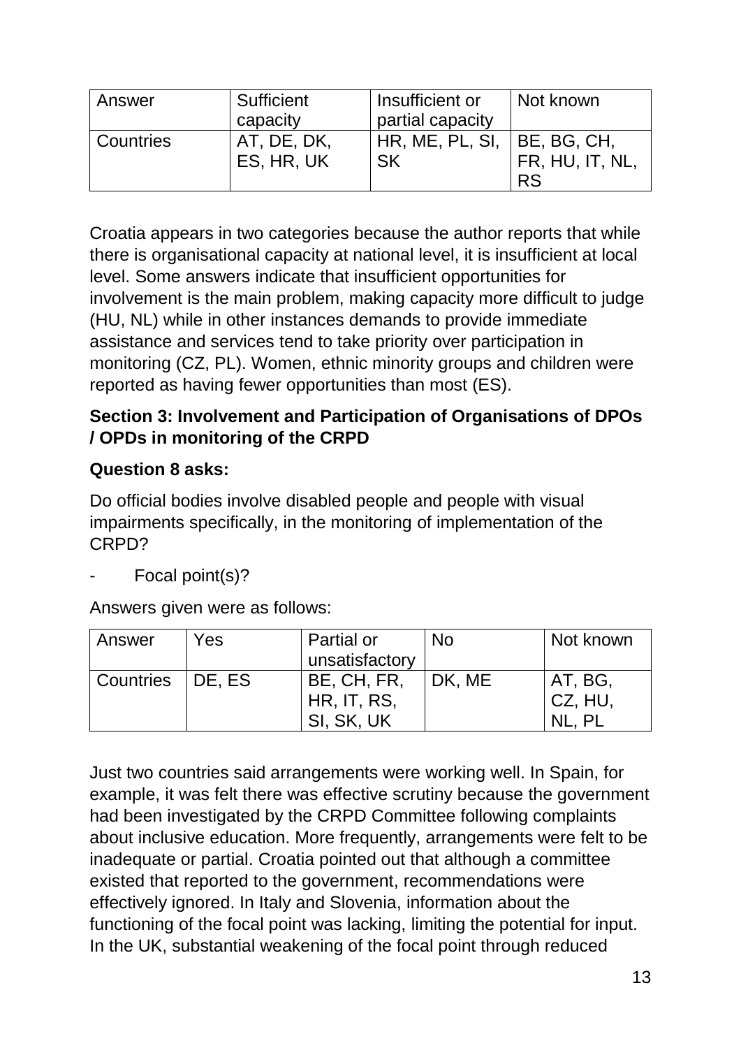| Answer | Sufficient capacity | Insufficient or partial capacity | Not known |
|---|---|---|---|
| Countries | AT, DE, DK, ES, HR, UK | HR, ME, PL, SI, SK | BE, BG, CH, FR, HU, IT, NL, RS |

Croatia appears in two categories because the author reports that while there is organisational capacity at national level, it is insufficient at local level. Some answers indicate that insufficient opportunities for involvement is the main problem, making capacity more difficult to judge (HU, NL) while in other instances demands to provide immediate assistance and services tend to take priority over participation in monitoring (CZ, PL). Women, ethnic minority groups and children were reported as having fewer opportunities than most (ES).

**Section 3: Involvement and Participation of Organisations of DPOs / OPDs in monitoring of the CRPD**

**Question 8 asks:**

Do official bodies involve disabled people and people with visual impairments specifically, in the monitoring of implementation of the CRPD?

- Focal point(s)?

Answers given were as follows:

| Answer | Yes | Partial or unsatisfactory | No | Not known |
|---|---|---|---|---|
| Countries | DE, ES | BE, CH, FR, HR, IT, RS, SI, SK, UK | DK, ME | AT, BG, CZ, HU, NL, PL |

Just two countries said arrangements were working well. In Spain, for example, it was felt there was effective scrutiny because the government had been investigated by the CRPD Committee following complaints about inclusive education. More frequently, arrangements were felt to be inadequate or partial. Croatia pointed out that although a committee existed that reported to the government, recommendations were effectively ignored. In Italy and Slovenia, information about the functioning of the focal point was lacking, limiting the potential for input. In the UK, substantial weakening of the focal point through reduced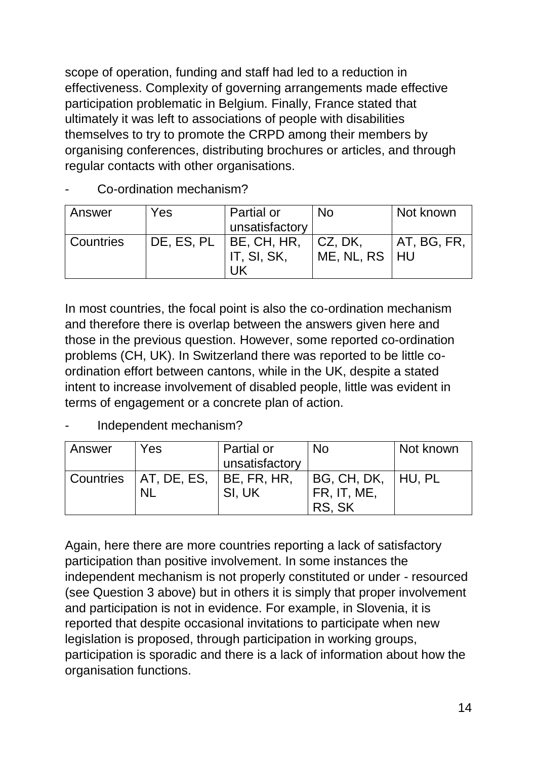scope of operation, funding and staff had led to a reduction in effectiveness. Complexity of governing arrangements made effective participation problematic in Belgium. Finally, France stated that ultimately it was left to associations of people with disabilities themselves to try to promote the CRPD among their members by organising conferences, distributing brochures or articles, and through regular contacts with other organisations.

- Co-ordination mechanism?

| Answer | Yes | Partial or unsatisfactory | No | Not known |
|---|---|---|---|---|
| Countries | DE, ES, PL | BE, CH, HR, IT, SI, SK, UK | CZ, DK, ME, NL, RS | AT, BG, FR, HU |

In most countries, the focal point is also the co-ordination mechanism and therefore there is overlap between the answers given here and those in the previous question. However, some reported co-ordination problems (CH, UK). In Switzerland there was reported to be little co-ordination effort between cantons, while in the UK, despite a stated intent to increase involvement of disabled people, little was evident in terms of engagement or a concrete plan of action.

- Independent mechanism?

| Answer | Yes | Partial or unsatisfactory | No | Not known |
|---|---|---|---|---|
| Countries | AT, DE, ES, NL | BE, FR, HR, SI, UK | BG, CH, DK, FR, IT, ME, RS, SK | HU, PL |

Again, here there are more countries reporting a lack of satisfactory participation than positive involvement. In some instances the independent mechanism is not properly constituted or under - resourced (see Question 3 above) but in others it is simply that proper involvement and participation is not in evidence. For example, in Slovenia, it is reported that despite occasional invitations to participate when new legislation is proposed, through participation in working groups, participation is sporadic and there is a lack of information about how the organisation functions.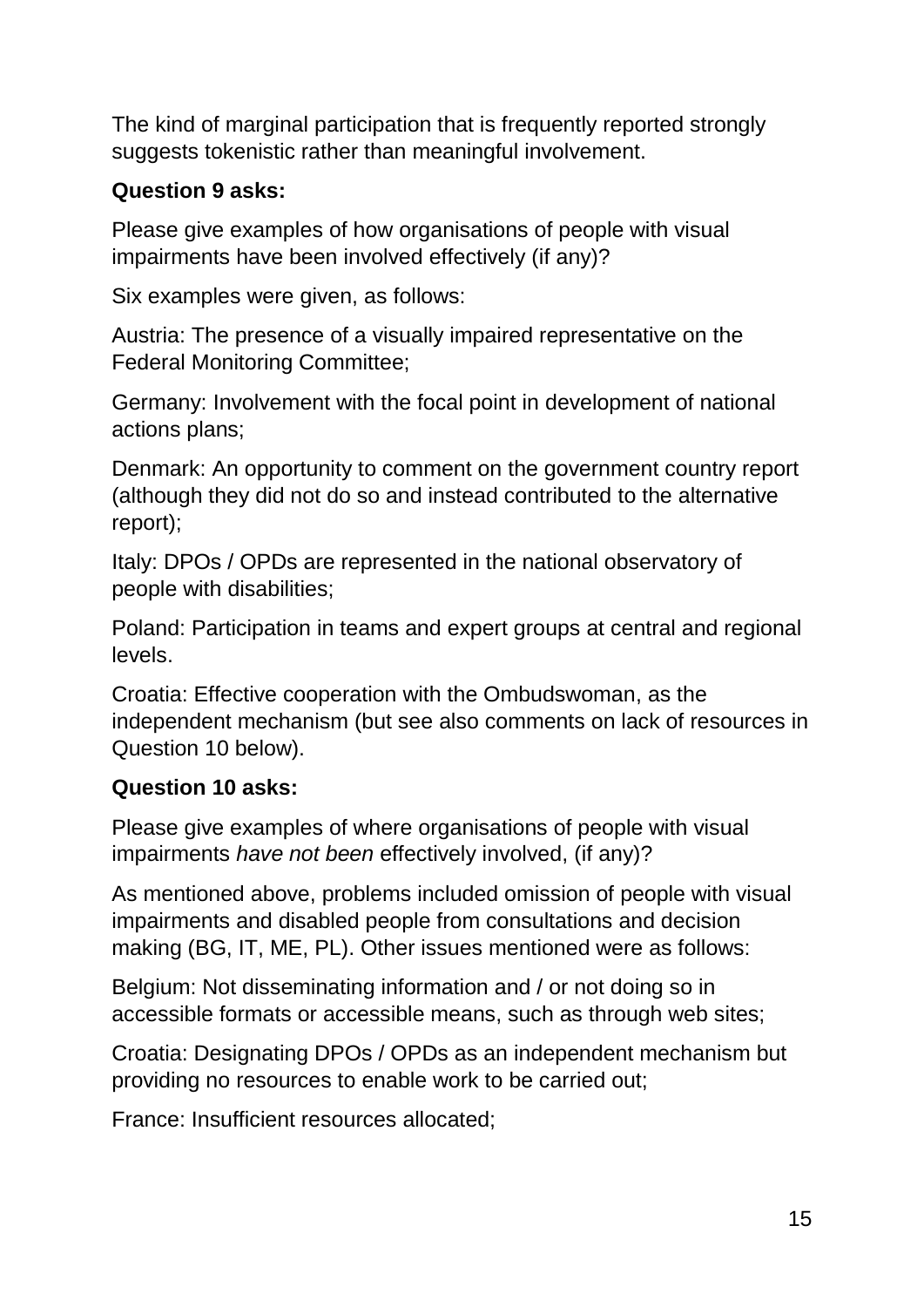The kind of marginal participation that is frequently reported strongly suggests tokenistic rather than meaningful involvement.

**Question 9 asks:**

Please give examples of how organisations of people with visual impairments have been involved effectively (if any)?

Six examples were given, as follows:

Austria: The presence of a visually impaired representative on the Federal Monitoring Committee;

Germany: Involvement with the focal point in development of national actions plans;

Denmark: An opportunity to comment on the government country report (although they did not do so and instead contributed to the alternative report);

Italy: DPOs / OPDs are represented in the national observatory of people with disabilities;

Poland: Participation in teams and expert groups at central and regional levels.

Croatia: Effective cooperation with the Ombudswoman, as the independent mechanism (but see also comments on lack of resources in Question 10 below).

**Question 10 asks:**

Please give examples of where organisations of people with visual impairments *have not been* effectively involved, (if any)?

As mentioned above, problems included omission of people with visual impairments and disabled people from consultations and decision making (BG, IT, ME, PL). Other issues mentioned were as follows:

Belgium: Not disseminating information and / or not doing so in accessible formats or accessible means, such as through web sites;

Croatia: Designating DPOs / OPDs as an independent mechanism but providing no resources to enable work to be carried out;

France: Insufficient resources allocated;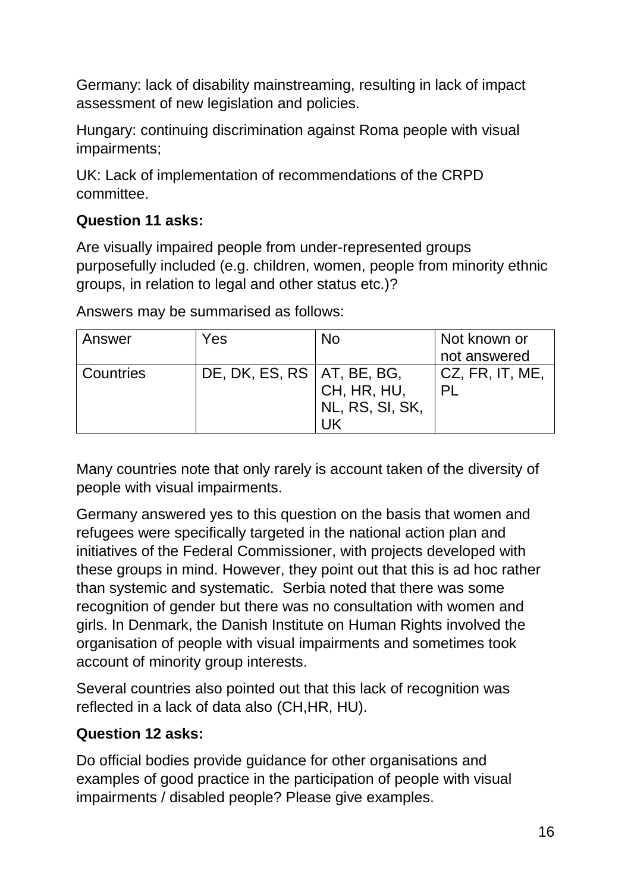Germany: lack of disability mainstreaming, resulting in lack of impact assessment of new legislation and policies.

Hungary: continuing discrimination against Roma people with visual impairments;

UK: Lack of implementation of recommendations of the CRPD committee.

**Question 11 asks:**

Are visually impaired people from under-represented groups purposefully included (e.g. children, women, people from minority ethnic groups, in relation to legal and other status etc.)?

Answers may be summarised as follows:

| Answer | Yes | No | Not known or not answered |
|---|---|---|---|
| Countries | DE, DK, ES, RS | AT, BE, BG, CH, HR, HU, NL, RS, SI, SK, UK | CZ, FR, IT, ME, PL |

Many countries note that only rarely is account taken of the diversity of people with visual impairments.

Germany answered yes to this question on the basis that women and refugees were specifically targeted in the national action plan and initiatives of the Federal Commissioner, with projects developed with these groups in mind. However, they point out that this is ad hoc rather than systemic and systematic. Serbia noted that there was some recognition of gender but there was no consultation with women and girls. In Denmark, the Danish Institute on Human Rights involved the organisation of people with visual impairments and sometimes took account of minority group interests.

Several countries also pointed out that this lack of recognition was reflected in a lack of data also (CH,HR, HU).

**Question 12 asks:**

Do official bodies provide guidance for other organisations and examples of good practice in the participation of people with visual impairments / disabled people? Please give examples.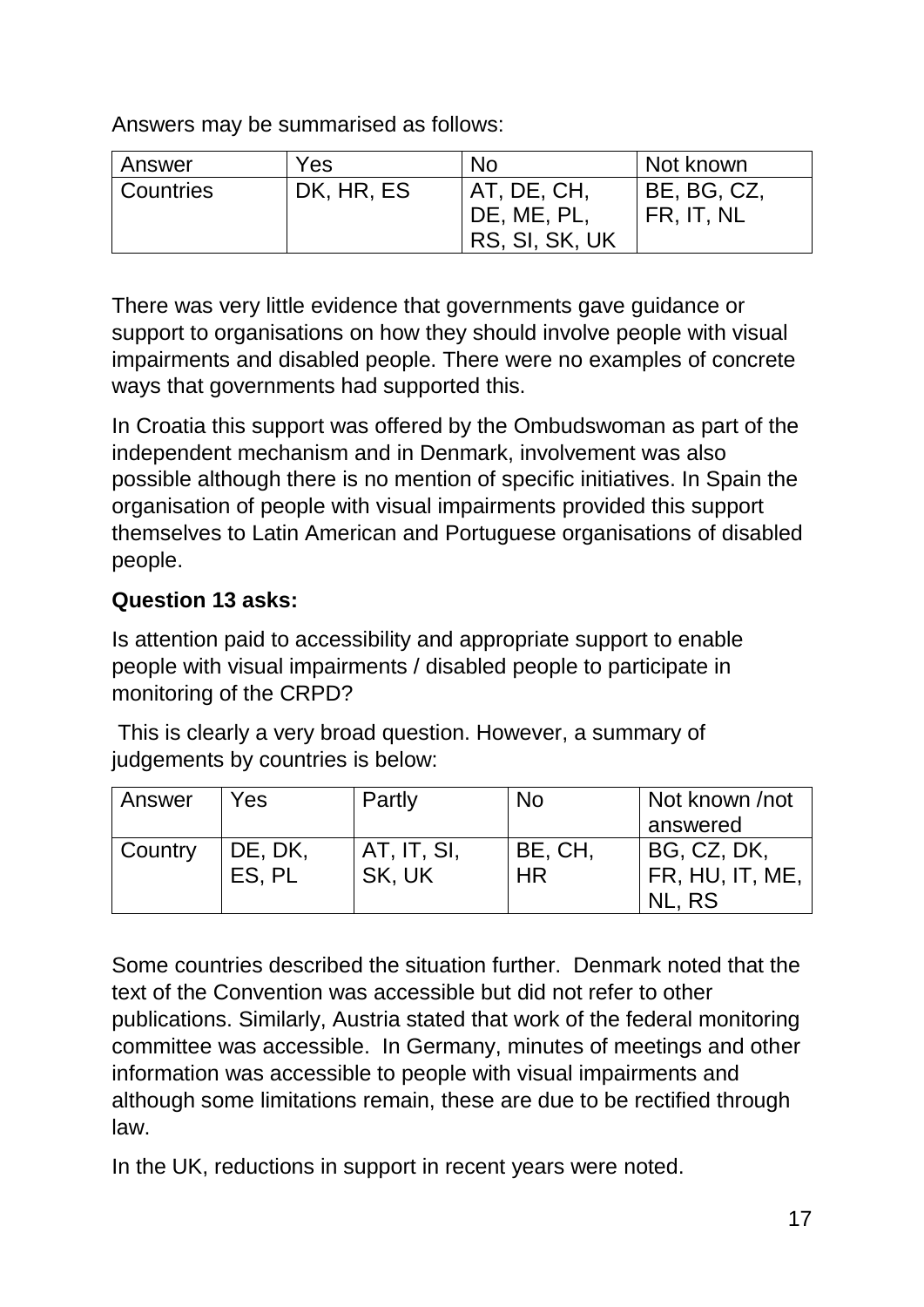Answers may be summarised as follows:

| Answer | Yes | No | Not known |
|---|---|---|---|
| Countries | DK, HR, ES | AT, DE, CH, DE, ME, PL, RS, SI, SK, UK | BE, BG, CZ, FR, IT, NL |

There was very little evidence that governments gave guidance or support to organisations on how they should involve people with visual impairments and disabled people. There were no examples of concrete ways that governments had supported this.

In Croatia this support was offered by the Ombudswoman as part of the independent mechanism and in Denmark, involvement was also possible although there is no mention of specific initiatives. In Spain the organisation of people with visual impairments provided this support themselves to Latin American and Portuguese organisations of disabled people.

**Question 13 asks:**

Is attention paid to accessibility and appropriate support to enable people with visual impairments / disabled people to participate in monitoring of the CRPD?

This is clearly a very broad question. However, a summary of judgements by countries is below:

| Answer | Yes | Partly | No | Not known /not answered |
|---|---|---|---|---|
| Country | DE, DK, ES, PL | AT, IT, SI, SK, UK | BE, CH, HR | BG, CZ, DK, FR, HU, IT, ME, NL, RS |

Some countries described the situation further. Denmark noted that the text of the Convention was accessible but did not refer to other publications. Similarly, Austria stated that work of the federal monitoring committee was accessible. In Germany, minutes of meetings and other information was accessible to people with visual impairments and although some limitations remain, these are due to be rectified through law.

In the UK, reductions in support in recent years were noted.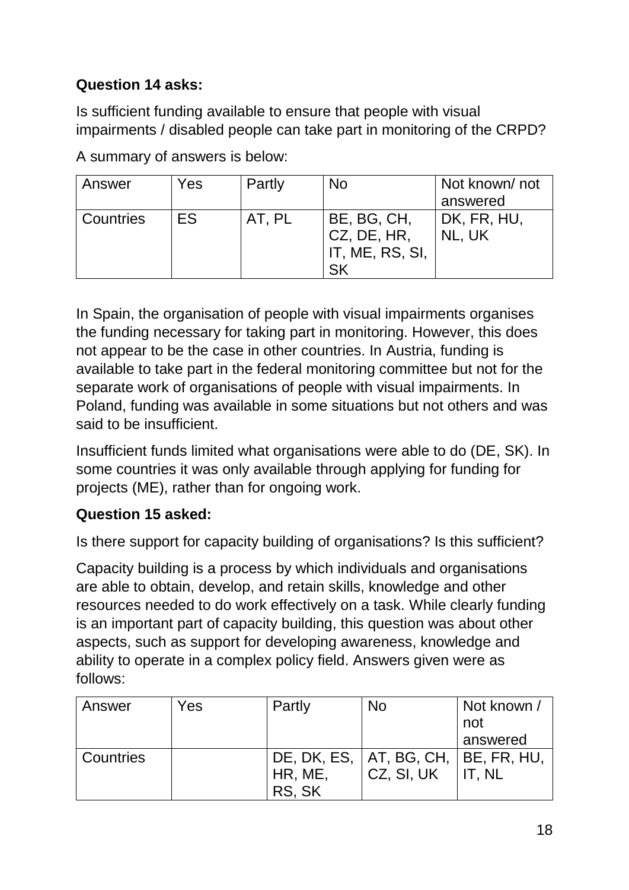**Question 14 asks:**

Is sufficient funding available to ensure that people with visual impairments / disabled people can take part in monitoring of the CRPD?

A summary of answers is below:

| Answer | Yes | Partly | No | Not known/ not answered |
|---|---|---|---|---|
| Countries | ES | AT, PL | BE, BG, CH, CZ, DE, HR, IT, ME, RS, SI, SK | DK, FR, HU, NL, UK |

In Spain, the organisation of people with visual impairments organises the funding necessary for taking part in monitoring. However, this does not appear to be the case in other countries. In Austria, funding is available to take part in the federal monitoring committee but not for the separate work of organisations of people with visual impairments. In Poland, funding was available in some situations but not others and was said to be insufficient.

Insufficient funds limited what organisations were able to do (DE, SK). In some countries it was only available through applying for funding for projects (ME), rather than for ongoing work.

**Question 15 asked:**

Is there support for capacity building of organisations? Is this sufficient?

Capacity building is a process by which individuals and organisations are able to obtain, develop, and retain skills, knowledge and other resources needed to do work effectively on a task. While clearly funding is an important part of capacity building, this question was about other aspects, such as support for developing awareness, knowledge and ability to operate in a complex policy field. Answers given were as follows:

| Answer | Yes | Partly | No | Not known / not answered |
|---|---|---|---|---|
| Countries | | DE, DK, ES, HR, ME, RS, SK | AT, BG, CH, CZ, SI, UK | BE, FR, HU, IT, NL |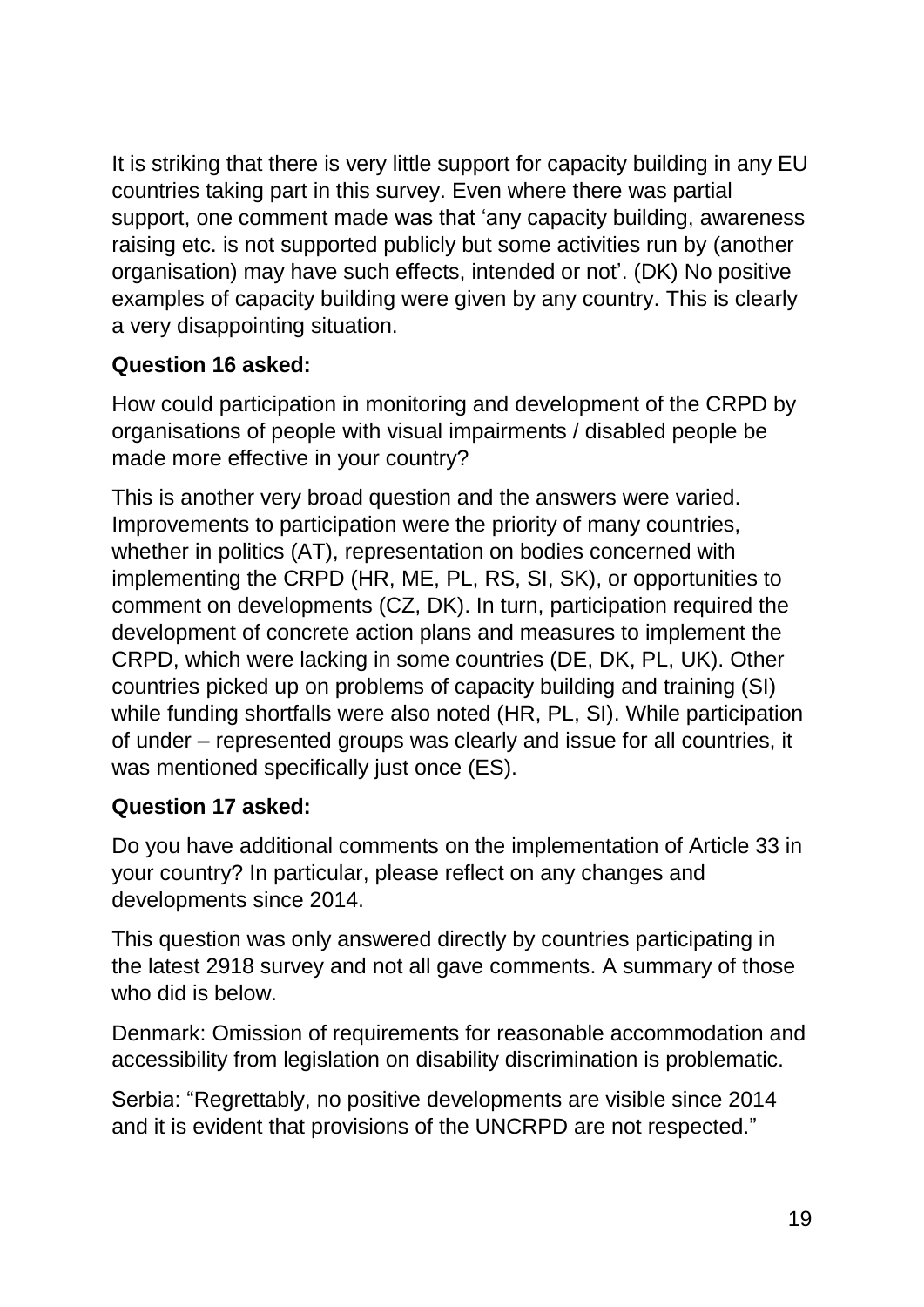It is striking that there is very little support for capacity building in any EU countries taking part in this survey. Even where there was partial support, one comment made was that 'any capacity building, awareness raising etc. is not supported publicly but some activities run by (another organisation) may have such effects, intended or not'. (DK) No positive examples of capacity building were given by any country. This is clearly a very disappointing situation.

**Question 16 asked:**

How could participation in monitoring and development of the CRPD by organisations of people with visual impairments / disabled people be made more effective in your country?

This is another very broad question and the answers were varied. Improvements to participation were the priority of many countries, whether in politics (AT), representation on bodies concerned with implementing the CRPD (HR, ME, PL, RS, SI, SK), or opportunities to comment on developments (CZ, DK). In turn, participation required the development of concrete action plans and measures to implement the CRPD, which were lacking in some countries (DE, DK, PL, UK). Other countries picked up on problems of capacity building and training (SI) while funding shortfalls were also noted (HR, PL, SI). While participation of under – represented groups was clearly and issue for all countries, it was mentioned specifically just once (ES).

**Question 17 asked:**

Do you have additional comments on the implementation of Article 33 in your country? In particular, please reflect on any changes and developments since 2014.

This question was only answered directly by countries participating in the latest 2918 survey and not all gave comments. A summary of those who did is below.

Denmark: Omission of requirements for reasonable accommodation and accessibility from legislation on disability discrimination is problematic.

Serbia: "Regrettably, no positive developments are visible since 2014 and it is evident that provisions of the UNCRPD are not respected."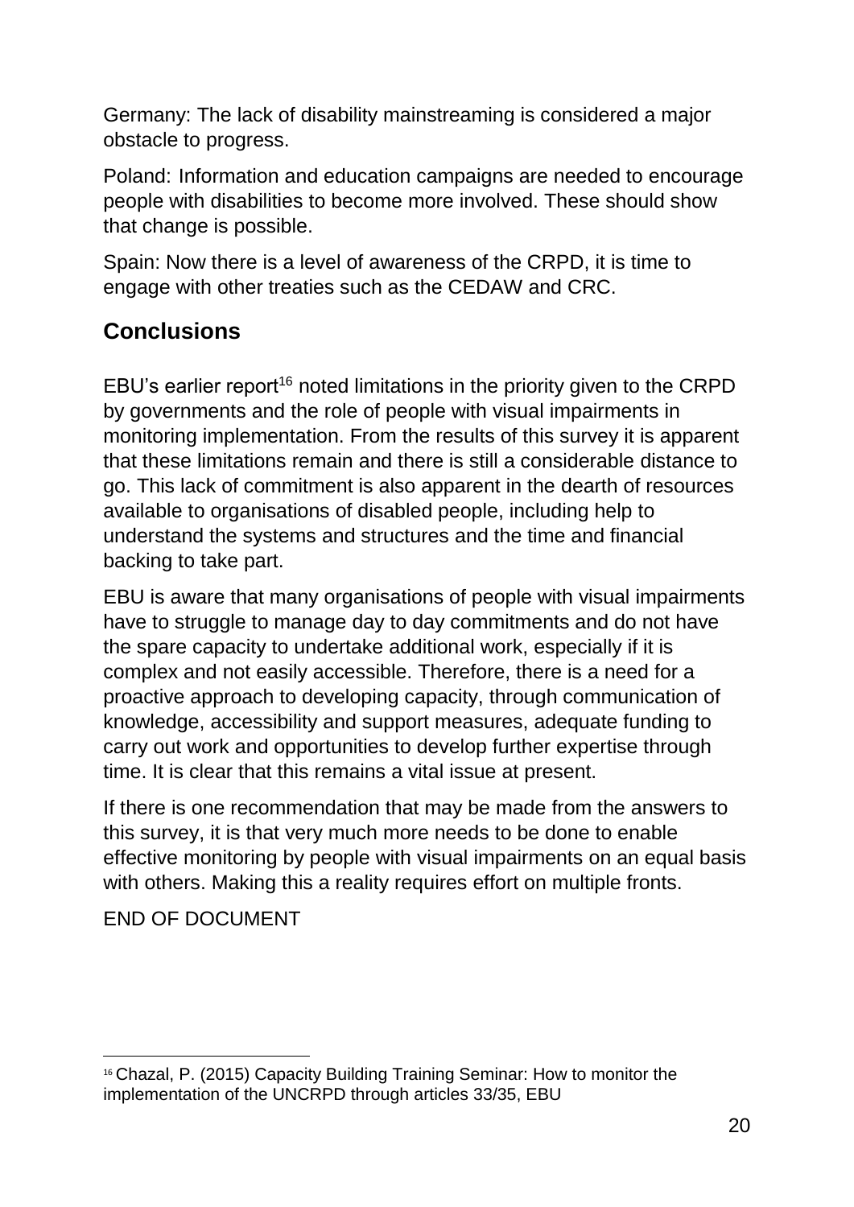Germany: The lack of disability mainstreaming is considered a major obstacle to progress.

Poland: Information and education campaigns are needed to encourage people with disabilities to become more involved. These should show that change is possible.

Spain: Now there is a level of awareness of the CRPD, it is time to engage with other treaties such as the CEDAW and CRC.

## Conclusions

EBU's earlier report[16] noted limitations in the priority given to the CRPD by governments and the role of people with visual impairments in monitoring implementation. From the results of this survey it is apparent that these limitations remain and there is still a considerable distance to go. This lack of commitment is also apparent in the dearth of resources available to organisations of disabled people, including help to understand the systems and structures and the time and financial backing to take part.

EBU is aware that many organisations of people with visual impairments have to struggle to manage day to day commitments and do not have the spare capacity to undertake additional work, especially if it is complex and not easily accessible. Therefore, there is a need for a proactive approach to developing capacity, through communication of knowledge, accessibility and support measures, adequate funding to carry out work and opportunities to develop further expertise through time. It is clear that this remains a vital issue at present.

If there is one recommendation that may be made from the answers to this survey, it is that very much more needs to be done to enable effective monitoring by people with visual impairments on an equal basis with others. Making this a reality requires effort on multiple fronts.

END OF DOCUMENT

[16] Chazal, P. (2015) Capacity Building Training Seminar: How to monitor the implementation of the UNCRPD through articles 33/35, EBU